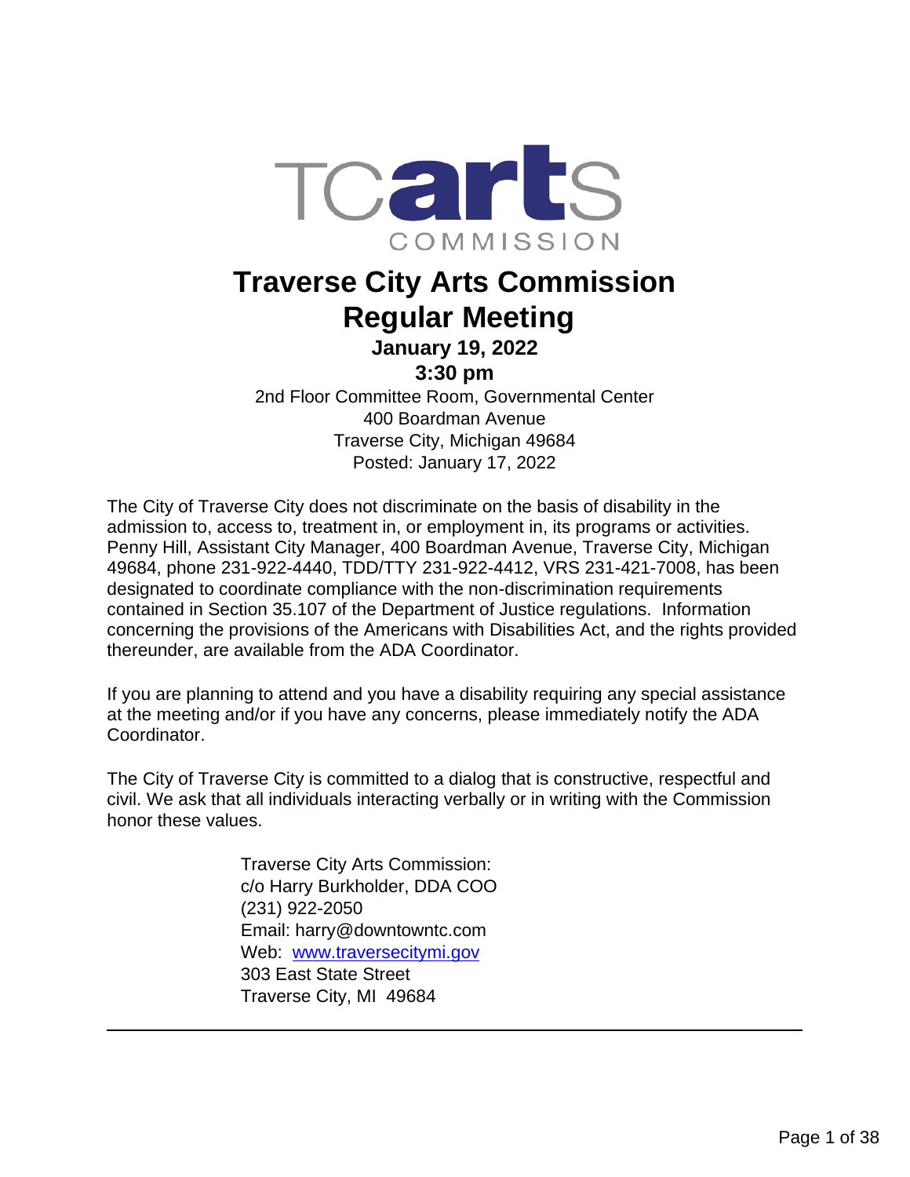TCarts COMMISSION

# Traverse City Arts Commission Regular Meeting

### January 19, 2022

### 3:30 pm

2nd Floor Committee Room, Governmental Center
400 Boardman Avenue
Traverse City, Michigan 49684
Posted: January 17, 2022

The City of Traverse City does not discriminate on the basis of disability in the admission to, access to, treatment in, or employment in, its programs or activities. Penny Hill, Assistant City Manager, 400 Boardman Avenue, Traverse City, Michigan 49684, phone 231-922-4440, TDD/TTY 231-922-4412, VRS 231-421-7008, has been designated to coordinate compliance with the non-discrimination requirements contained in Section 35.107 of the Department of Justice regulations. Information concerning the provisions of the Americans with Disabilities Act, and the rights provided thereunder, are available from the ADA Coordinator.

If you are planning to attend and you have a disability requiring any special assistance at the meeting and/or if you have any concerns, please immediately notify the ADA Coordinator.

The City of Traverse City is committed to a dialog that is constructive, respectful and civil. We ask that all individuals interacting verbally or in writing with the Commission honor these values.

Traverse City Arts Commission:
c/o Harry Burkholder, DDA COO
(231) 922-2050
Email: harry@downtowntc.com
Web: [www.traversecitymi.gov](http://www.traversecitymi.gov)
303 East State Street
Traverse City, MI 49684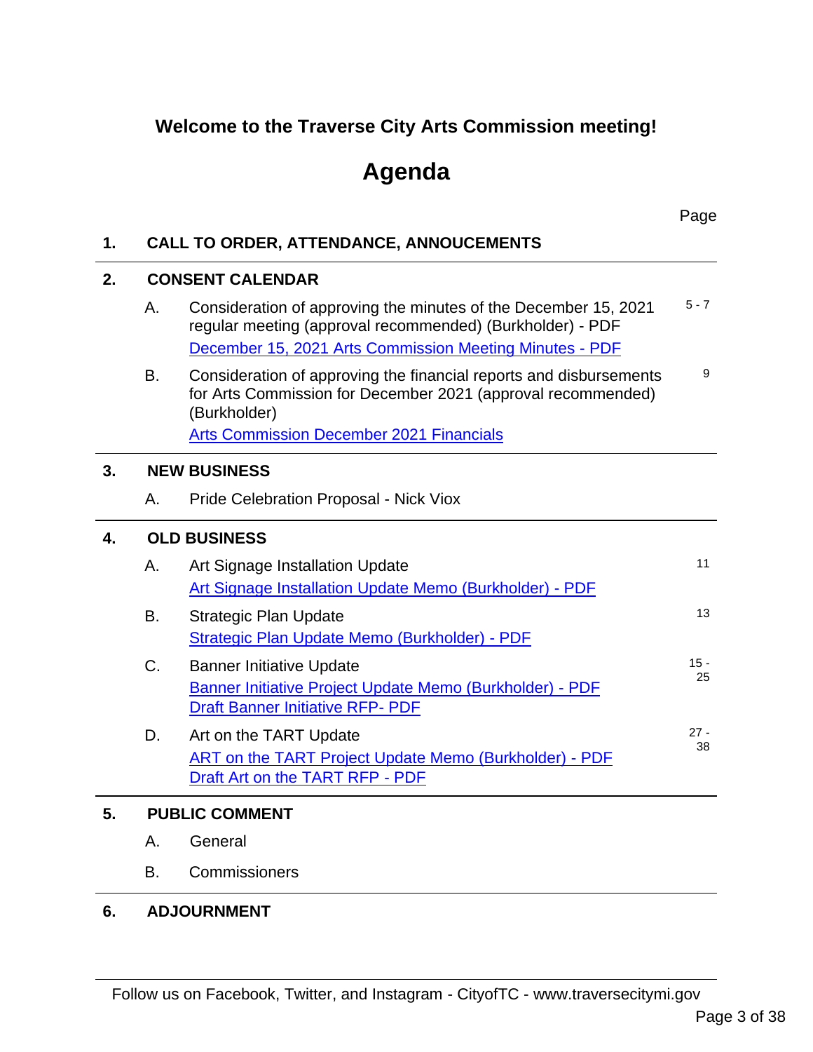**Welcome to the Traverse City Arts Commission meeting!**

# Agenda

| | | Page |
|---|---|---|
| **1.** | **CALL TO ORDER, ATTENDANCE, ANNOUCEMENTS** | |
| **2.** | **CONSENT CALENDAR** | |
| A. | Consideration of approving the minutes of the December 15, 2021 regular meeting (approval recommended) (Burkholder) - PDF<br>December 15, 2021 Arts Commission Meeting Minutes - PDF | 5 - 7 |
| B. | Consideration of approving the financial reports and disbursements for Arts Commission for December 2021 (approval recommended) (Burkholder)<br>Arts Commission December 2021 Financials | 9 |
| **3.** | **NEW BUSINESS** | |
| A. | Pride Celebration Proposal - Nick Viox | |
| **4.** | **OLD BUSINESS** | |
| A. | Art Signage Installation Update<br>Art Signage Installation Update Memo (Burkholder) - PDF | 11 |
| B. | Strategic Plan Update<br>Strategic Plan Update Memo (Burkholder) - PDF | 13 |
| C. | Banner Initiative Update<br>Banner Initiative Project Update Memo (Burkholder) - PDF<br>Draft Banner Initiative RFP- PDF | 15 - 25 |
| D. | Art on the TART Update<br>ART on the TART Project Update Memo (Burkholder) - PDF<br>Draft Art on the TART RFP - PDF | 27 - 38 |
| **5.** | **PUBLIC COMMENT** | |
| A. | General | |
| B. | Commissioners | |
| **6.** | **ADJOURNMENT** | |

Follow us on Facebook, Twitter, and Instagram - CityofTC - www.traversecitymi.gov